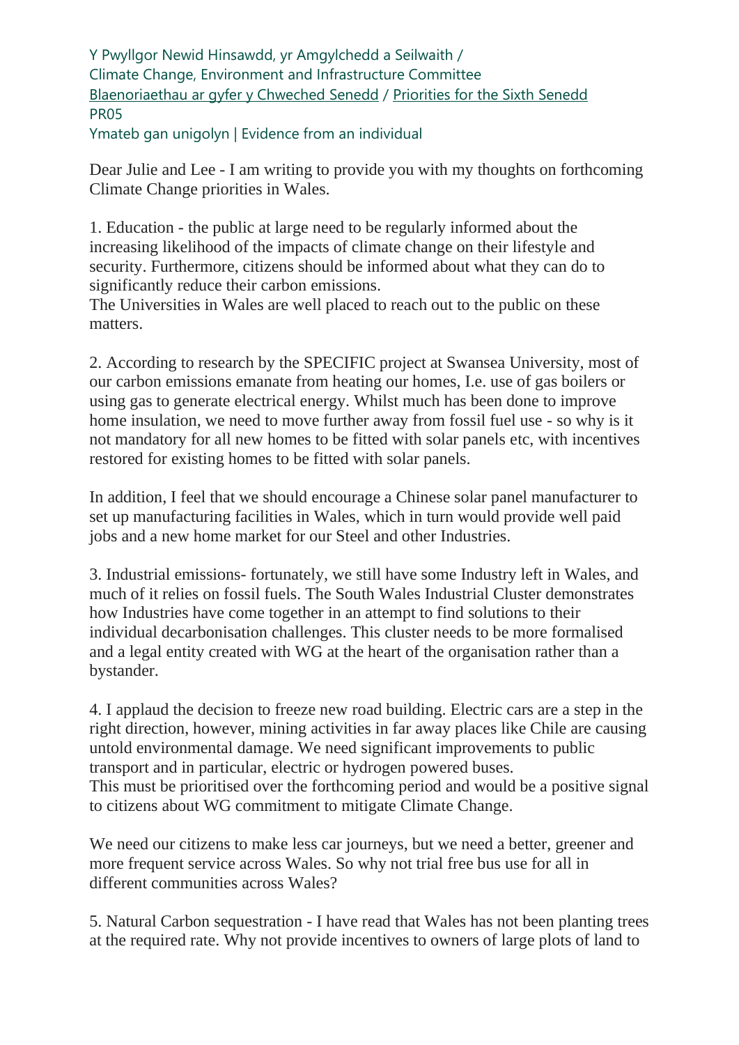Y Pwyllgor Newid Hinsawdd, yr Amgylchedd a Seilwaith /
Climate Change, Environment and Infrastructure Committee
Blaenoriaethau ar gyfer y Chweched Senedd / Priorities for the Sixth Senedd
PR05
Ymateb gan unigolyn | Evidence from an individual

Dear Julie and Lee - I am writing to provide you with my thoughts on forthcoming Climate Change priorities in Wales.

1. Education - the public at large need to be regularly informed about the increasing likelihood of the impacts of climate change on their lifestyle and security. Furthermore, citizens should be informed about what they can do to significantly reduce their carbon emissions.
The Universities in Wales are well placed to reach out to the public on these matters.

2. According to research by the SPECIFIC project at Swansea University, most of our carbon emissions emanate from heating our homes, I.e. use of gas boilers or using gas to generate electrical energy. Whilst much has been done to improve home insulation, we need to move further away from fossil fuel use - so why is it not mandatory for all new homes to be fitted with solar panels etc, with incentives restored for existing homes to be fitted with solar panels.

In addition, I feel that we should encourage a Chinese solar panel manufacturer to set up manufacturing facilities in Wales, which in turn would provide well paid jobs and a new home market for our Steel and other Industries.

3. Industrial emissions- fortunately, we still have some Industry left in Wales, and much of it relies on fossil fuels. The South Wales Industrial Cluster demonstrates how Industries have come together in an attempt to find solutions to their individual decarbonisation challenges. This cluster needs to be more formalised and a legal entity created with WG at the heart of the organisation rather than a bystander.

4. I applaud the decision to freeze new road building. Electric cars are a step in the right direction, however, mining activities in far away places like Chile are causing untold environmental damage. We need significant improvements to public transport and in particular, electric or hydrogen powered buses.
This must be prioritised over the forthcoming period and would be a positive signal to citizens about WG commitment to mitigate Climate Change.

We need our citizens to make less car journeys, but we need a better, greener and more frequent service across Wales. So why not trial free bus use for all in different communities across Wales?

5. Natural Carbon sequestration - I have read that Wales has not been planting trees at the required rate. Why not provide incentives to owners of large plots of land to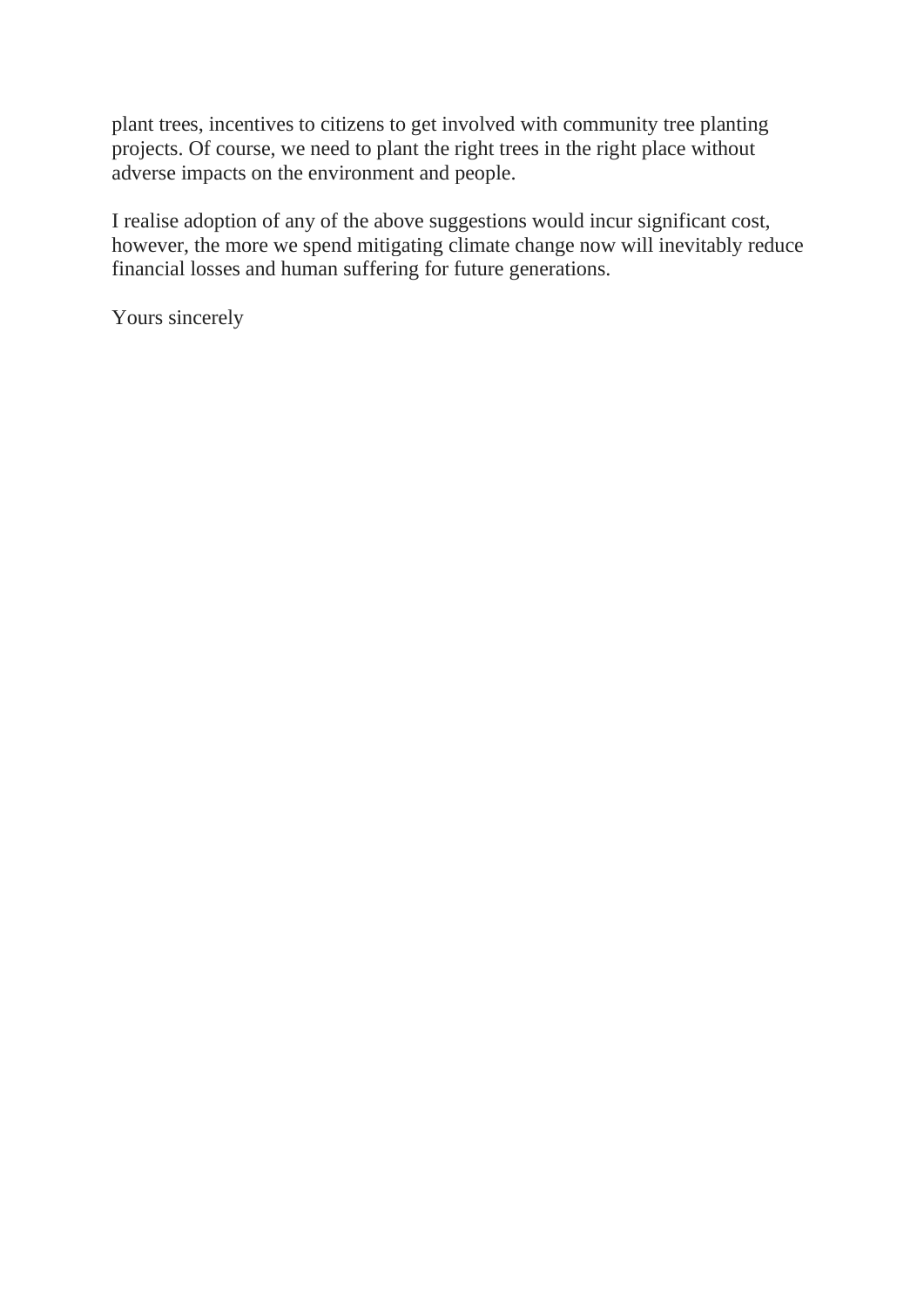plant trees, incentives to citizens to get involved with community tree planting projects. Of course, we need to plant the right trees in the right place without adverse impacts on the environment and people.

I realise adoption of any of the above suggestions would incur significant cost, however, the more we spend mitigating climate change now will inevitably reduce financial losses and human suffering for future generations.

Yours sincerely